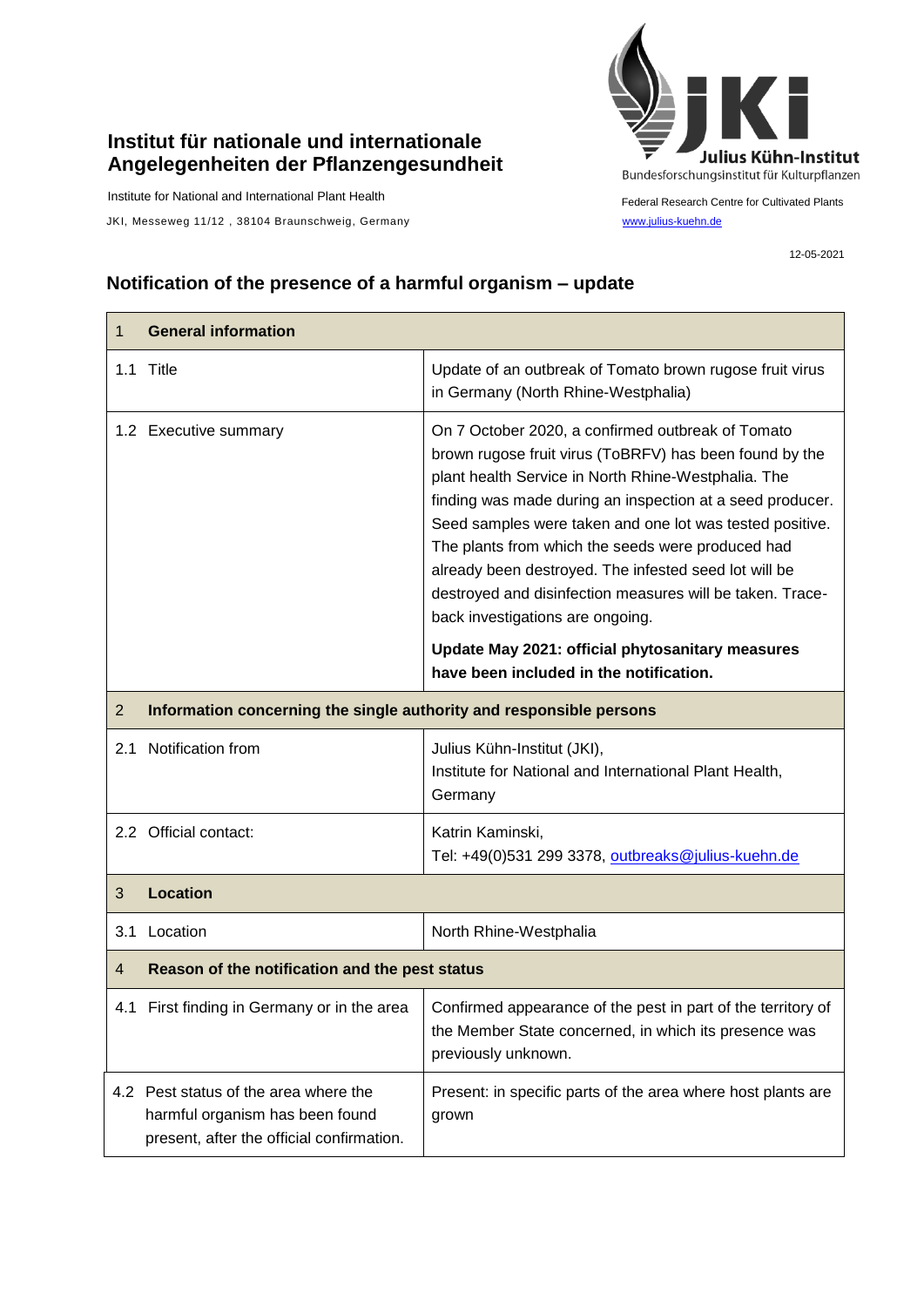**Institut für nationale und internationale Angelegenheiten der Pflanzengesundheit**

Institute for National and International Plant Health

JKI, Messeweg 11/12 , 38104 Braunschweig, Germany

Julius Kühn-Institut
Bundesforschungsinstitut für Kulturpflanzen

Federal Research Centre for Cultivated Plants
www.julius-kuehn.de

12-05-2021

## Notification of the presence of a harmful organism – update

| 1 **General information** | |
|---|---|
| 1.1 Title | Update of an outbreak of Tomato brown rugose fruit virus in Germany (North Rhine-Westphalia) |
| 1.2 Executive summary | On 7 October 2020, a confirmed outbreak of Tomato brown rugose fruit virus (ToBRFV) has been found by the plant health Service in North Rhine-Westphalia. The finding was made during an inspection at a seed producer. Seed samples were taken and one lot was tested positive. The plants from which the seeds were produced had already been destroyed. The infested seed lot will be destroyed and disinfection measures will be taken. Trace-back investigations are ongoing.<br><br>**Update May 2021: official phytosanitary measures have been included in the notification.** |
| 2 **Information concerning the single authority and responsible persons** | |
| 2.1 Notification from | Julius Kühn-Institut (JKI),<br>Institute for National and International Plant Health, Germany |
| 2.2 Official contact: | Katrin Kaminski,<br>Tel: +49(0)531 299 3378, outbreaks@julius-kuehn.de |
| 3 **Location** | |
| 3.1 Location | North Rhine-Westphalia |
| 4 **Reason of the notification and the pest status** | |
| 4.1 First finding in Germany or in the area | Confirmed appearance of the pest in part of the territory of the Member State concerned, in which its presence was previously unknown. |
| 4.2 Pest status of the area where the harmful organism has been found present, after the official confirmation. | Present: in specific parts of the area where host plants are grown |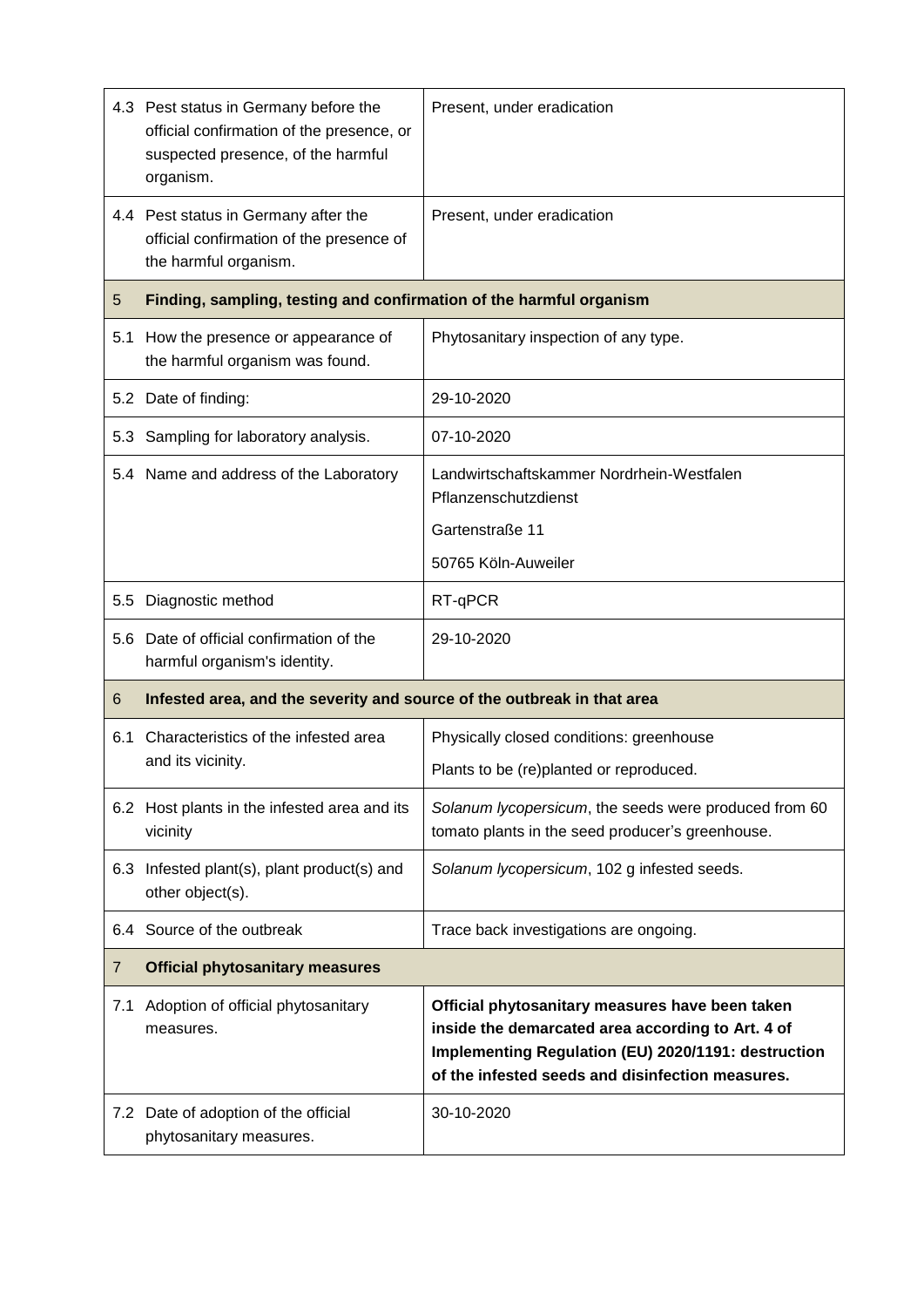| | | |
|---|---|---|
| 4.3 | Pest status in Germany before the official confirmation of the presence, or suspected presence, of the harmful organism. | Present, under eradication |
| 4.4 | Pest status in Germany after the official confirmation of the presence of the harmful organism. | Present, under eradication |
| **5** | **Finding, sampling, testing and confirmation of the harmful organism** | |
| 5.1 | How the presence or appearance of the harmful organism was found. | Phytosanitary inspection of any type. |
| 5.2 | Date of finding: | 29-10-2020 |
| 5.3 | Sampling for laboratory analysis. | 07-10-2020 |
| 5.4 | Name and address of the Laboratory | Landwirtschaftskammer Nordrhein-Westfalen Pflanzenschutzdienst<br>Gartenstraße 11<br>50765 Köln-Auweiler |
| 5.5 | Diagnostic method | RT-qPCR |
| 5.6 | Date of official confirmation of the harmful organism's identity. | 29-10-2020 |
| **6** | **Infested area, and the severity and source of the outbreak in that area** | |
| 6.1 | Characteristics of the infested area and its vicinity. | Physically closed conditions: greenhouse<br>Plants to be (re)planted or reproduced. |
| 6.2 | Host plants in the infested area and its vicinity | *Solanum lycopersicum*, the seeds were produced from 60 tomato plants in the seed producer's greenhouse. |
| 6.3 | Infested plant(s), plant product(s) and other object(s). | *Solanum lycopersicum*, 102 g infested seeds. |
| 6.4 | Source of the outbreak | Trace back investigations are ongoing. |
| **7** | **Official phytosanitary measures** | |
| 7.1 | Adoption of official phytosanitary measures. | **Official phytosanitary measures have been taken inside the demarcated area according to Art. 4 of Implementing Regulation (EU) 2020/1191: destruction of the infested seeds and disinfection measures.** |
| 7.2 | Date of adoption of the official phytosanitary measures. | 30-10-2020 |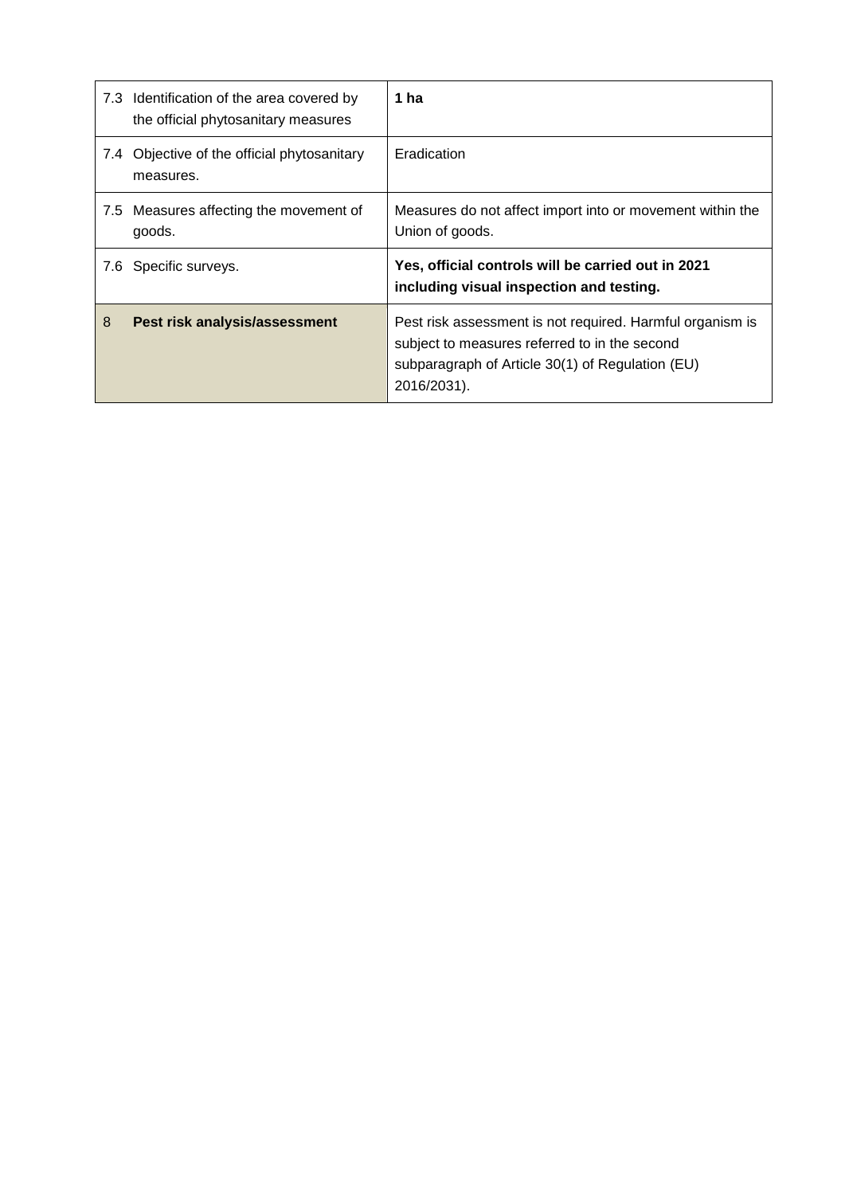| | | |
|---|---|---|
| 7.3 | Identification of the area covered by the official phytosanitary measures | **1 ha** |
| 7.4 | Objective of the official phytosanitary measures. | Eradication |
| 7.5 | Measures affecting the movement of goods. | Measures do not affect import into or movement within the Union of goods. |
| 7.6 | Specific surveys. | **Yes, official controls will be carried out in 2021 including visual inspection and testing.** |
| 8 | **Pest risk analysis/assessment** | Pest risk assessment is not required. Harmful organism is subject to measures referred to in the second subparagraph of Article 30(1) of Regulation (EU) 2016/2031). |